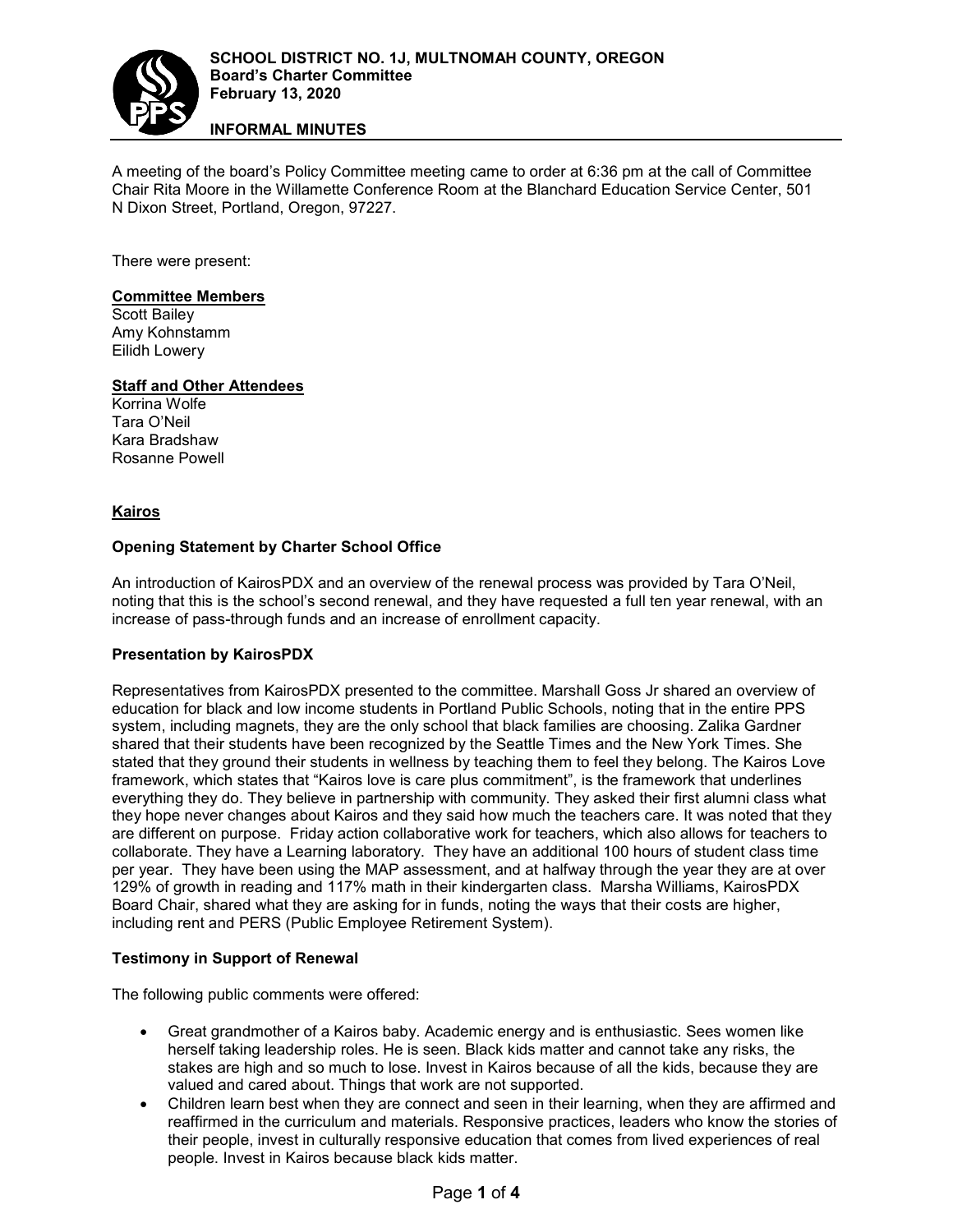**SCHOOL DISTRICT NO. 1J, MULTNOMAH COUNTY, OREGON**
**Board's Charter Committee**
**February 13, 2020**

**INFORMAL MINUTES**

A meeting of the board's Policy Committee meeting came to order at 6:36 pm at the call of Committee Chair Rita Moore in the Willamette Conference Room at the Blanchard Education Service Center, 501 N Dixon Street, Portland, Oregon, 97227.

There were present:

**Committee Members**
Scott Bailey
Amy Kohnstamm
Eilidh Lowery

**Staff and Other Attendees**
Korrina Wolfe
Tara O'Neil
Kara Bradshaw
Rosanne Powell

## Kairos

### Opening Statement by Charter School Office

An introduction of KairosPDX and an overview of the renewal process was provided by Tara O'Neil, noting that this is the school's second renewal, and they have requested a full ten year renewal, with an increase of pass-through funds and an increase of enrollment capacity.

### Presentation by KairosPDX

Representatives from KairosPDX presented to the committee. Marshall Goss Jr shared an overview of education for black and low income students in Portland Public Schools, noting that in the entire PPS system, including magnets, they are the only school that black families are choosing. Zalika Gardner shared that their students have been recognized by the Seattle Times and the New York Times. She stated that they ground their students in wellness by teaching them to feel they belong. The Kairos Love framework, which states that "Kairos love is care plus commitment", is the framework that underlines everything they do. They believe in partnership with community. They asked their first alumni class what they hope never changes about Kairos and they said how much the teachers care. It was noted that they are different on purpose. Friday action collaborative work for teachers, which also allows for teachers to collaborate. They have a Learning laboratory. They have an additional 100 hours of student class time per year. They have been using the MAP assessment, and at halfway through the year they are at over 129% of growth in reading and 117% math in their kindergarten class. Marsha Williams, KairosPDX Board Chair, shared what they are asking for in funds, noting the ways that their costs are higher, including rent and PERS (Public Employee Retirement System).

### Testimony in Support of Renewal

The following public comments were offered:

- Great grandmother of a Kairos baby. Academic energy and is enthusiastic. Sees women like herself taking leadership roles. He is seen. Black kids matter and cannot take any risks, the stakes are high and so much to lose. Invest in Kairos because of all the kids, because they are valued and cared about. Things that work are not supported.
- Children learn best when they are connect and seen in their learning, when they are affirmed and reaffirmed in the curriculum and materials. Responsive practices, leaders who know the stories of their people, invest in culturally responsive education that comes from lived experiences of real people. Invest in Kairos because black kids matter.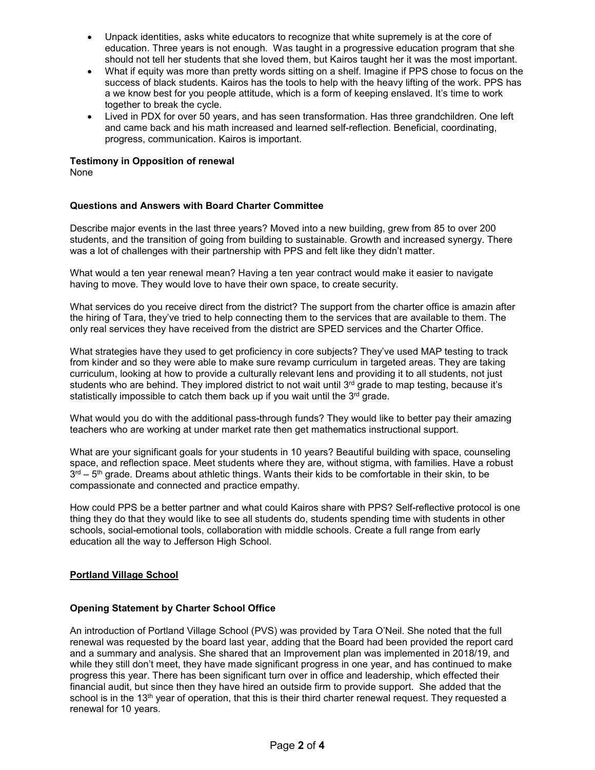- Unpack identities, asks white educators to recognize that white supremely is at the core of education. Three years is not enough. Was taught in a progressive education program that she should not tell her students that she loved them, but Kairos taught her it was the most important.
- What if equity was more than pretty words sitting on a shelf. Imagine if PPS chose to focus on the success of black students. Kairos has the tools to help with the heavy lifting of the work. PPS has a we know best for you people attitude, which is a form of keeping enslaved. It's time to work together to break the cycle.
- Lived in PDX for over 50 years, and has seen transformation. Has three grandchildren. One left and came back and his math increased and learned self-reflection. Beneficial, coordinating, progress, communication. Kairos is important.

**Testimony in Opposition of renewal**
None

**Questions and Answers with Board Charter Committee**

Describe major events in the last three years? Moved into a new building, grew from 85 to over 200 students, and the transition of going from building to sustainable. Growth and increased synergy. There was a lot of challenges with their partnership with PPS and felt like they didn't matter.

What would a ten year renewal mean? Having a ten year contract would make it easier to navigate having to move. They would love to have their own space, to create security.

What services do you receive direct from the district? The support from the charter office is amazin after the hiring of Tara, they've tried to help connecting them to the services that are available to them. The only real services they have received from the district are SPED services and the Charter Office.

What strategies have they used to get proficiency in core subjects? They've used MAP testing to track from kinder and so they were able to make sure revamp curriculum in targeted areas. They are taking curriculum, looking at how to provide a culturally relevant lens and providing it to all students, not just students who are behind. They implored district to not wait until 3rd grade to map testing, because it's statistically impossible to catch them back up if you wait until the 3rd grade.

What would you do with the additional pass-through funds? They would like to better pay their amazing teachers who are working at under market rate then get mathematics instructional support.

What are your significant goals for your students in 10 years? Beautiful building with space, counseling space, and reflection space. Meet students where they are, without stigma, with families. Have a robust 3rd – 5th grade. Dreams about athletic things. Wants their kids to be comfortable in their skin, to be compassionate and connected and practice empathy.

How could PPS be a better partner and what could Kairos share with PPS? Self-reflective protocol is one thing they do that they would like to see all students do, students spending time with students in other schools, social-emotional tools, collaboration with middle schools. Create a full range from early education all the way to Jefferson High School.

**<u>Portland Village School</u>**

**Opening Statement by Charter School Office**

An introduction of Portland Village School (PVS) was provided by Tara O'Neil. She noted that the full renewal was requested by the board last year, adding that the Board had been provided the report card and a summary and analysis. She shared that an Improvement plan was implemented in 2018/19, and while they still don't meet, they have made significant progress in one year, and has continued to make progress this year. There has been significant turn over in office and leadership, which effected their financial audit, but since then they have hired an outside firm to provide support. She added that the school is in the 13th year of operation, that this is their third charter renewal request. They requested a renewal for 10 years.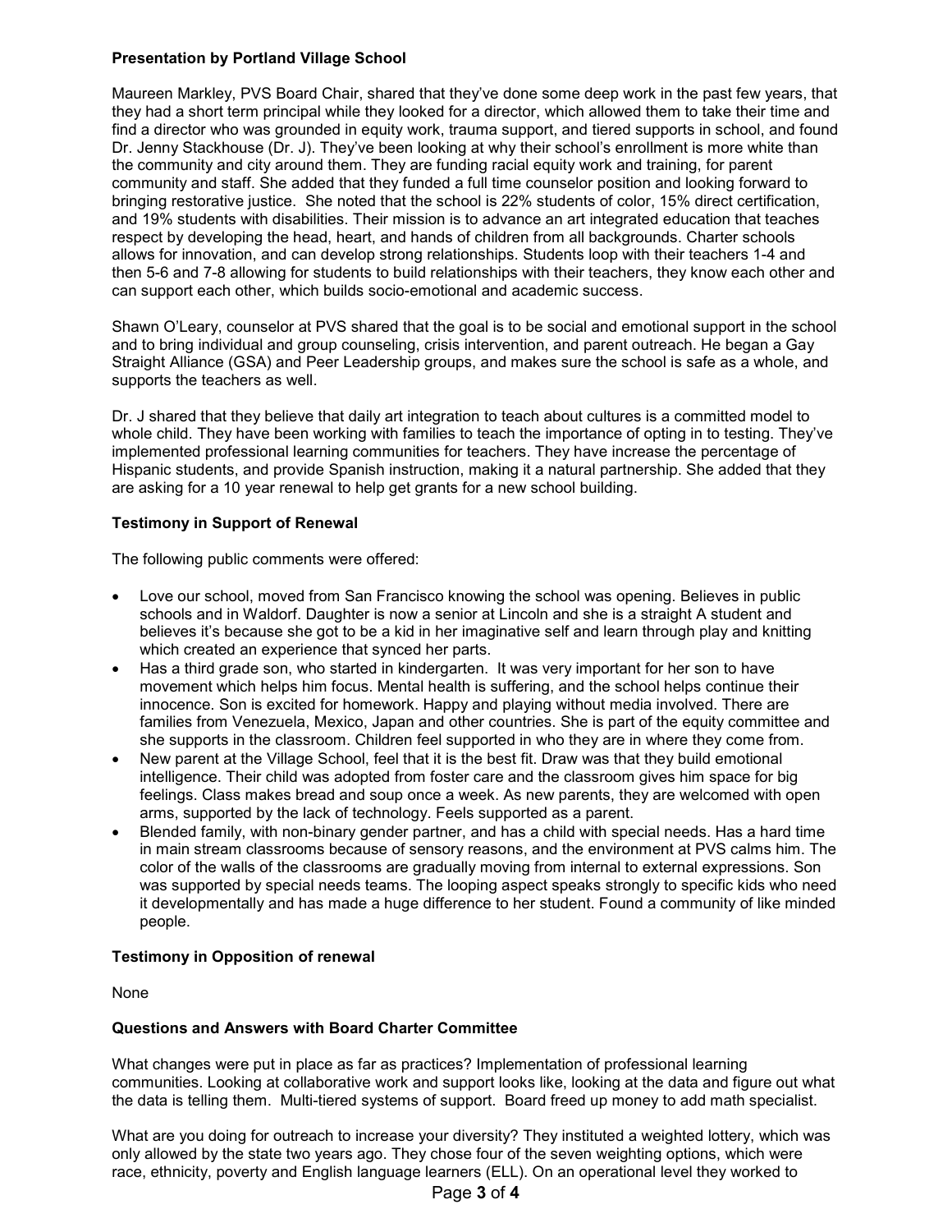**Presentation by Portland Village School**

Maureen Markley, PVS Board Chair, shared that they've done some deep work in the past few years, that they had a short term principal while they looked for a director, which allowed them to take their time and find a director who was grounded in equity work, trauma support, and tiered supports in school, and found Dr. Jenny Stackhouse (Dr. J). They've been looking at why their school's enrollment is more white than the community and city around them. They are funding racial equity work and training, for parent community and staff. She added that they funded a full time counselor position and looking forward to bringing restorative justice. She noted that the school is 22% students of color, 15% direct certification, and 19% students with disabilities. Their mission is to advance an art integrated education that teaches respect by developing the head, heart, and hands of children from all backgrounds. Charter schools allows for innovation, and can develop strong relationships. Students loop with their teachers 1-4 and then 5-6 and 7-8 allowing for students to build relationships with their teachers, they know each other and can support each other, which builds socio-emotional and academic success.

Shawn O'Leary, counselor at PVS shared that the goal is to be social and emotional support in the school and to bring individual and group counseling, crisis intervention, and parent outreach. He began a Gay Straight Alliance (GSA) and Peer Leadership groups, and makes sure the school is safe as a whole, and supports the teachers as well.

Dr. J shared that they believe that daily art integration to teach about cultures is a committed model to whole child. They have been working with families to teach the importance of opting in to testing. They've implemented professional learning communities for teachers. They have increase the percentage of Hispanic students, and provide Spanish instruction, making it a natural partnership. She added that they are asking for a 10 year renewal to help get grants for a new school building.

**Testimony in Support of Renewal**

The following public comments were offered:

- Love our school, moved from San Francisco knowing the school was opening. Believes in public schools and in Waldorf. Daughter is now a senior at Lincoln and she is a straight A student and believes it's because she got to be a kid in her imaginative self and learn through play and knitting which created an experience that synced her parts.
- Has a third grade son, who started in kindergarten. It was very important for her son to have movement which helps him focus. Mental health is suffering, and the school helps continue their innocence. Son is excited for homework. Happy and playing without media involved. There are families from Venezuela, Mexico, Japan and other countries. She is part of the equity committee and she supports in the classroom. Children feel supported in who they are in where they come from.
- New parent at the Village School, feel that it is the best fit. Draw was that they build emotional intelligence. Their child was adopted from foster care and the classroom gives him space for big feelings. Class makes bread and soup once a week. As new parents, they are welcomed with open arms, supported by the lack of technology. Feels supported as a parent.
- Blended family, with non-binary gender partner, and has a child with special needs. Has a hard time in main stream classrooms because of sensory reasons, and the environment at PVS calms him. The color of the walls of the classrooms are gradually moving from internal to external expressions. Son was supported by special needs teams. The looping aspect speaks strongly to specific kids who need it developmentally and has made a huge difference to her student. Found a community of like minded people.

**Testimony in Opposition of renewal**

None

**Questions and Answers with Board Charter Committee**

What changes were put in place as far as practices? Implementation of professional learning communities. Looking at collaborative work and support looks like, looking at the data and figure out what the data is telling them. Multi-tiered systems of support. Board freed up money to add math specialist.

What are you doing for outreach to increase your diversity? They instituted a weighted lottery, which was only allowed by the state two years ago. They chose four of the seven weighting options, which were race, ethnicity, poverty and English language learners (ELL). On an operational level they worked to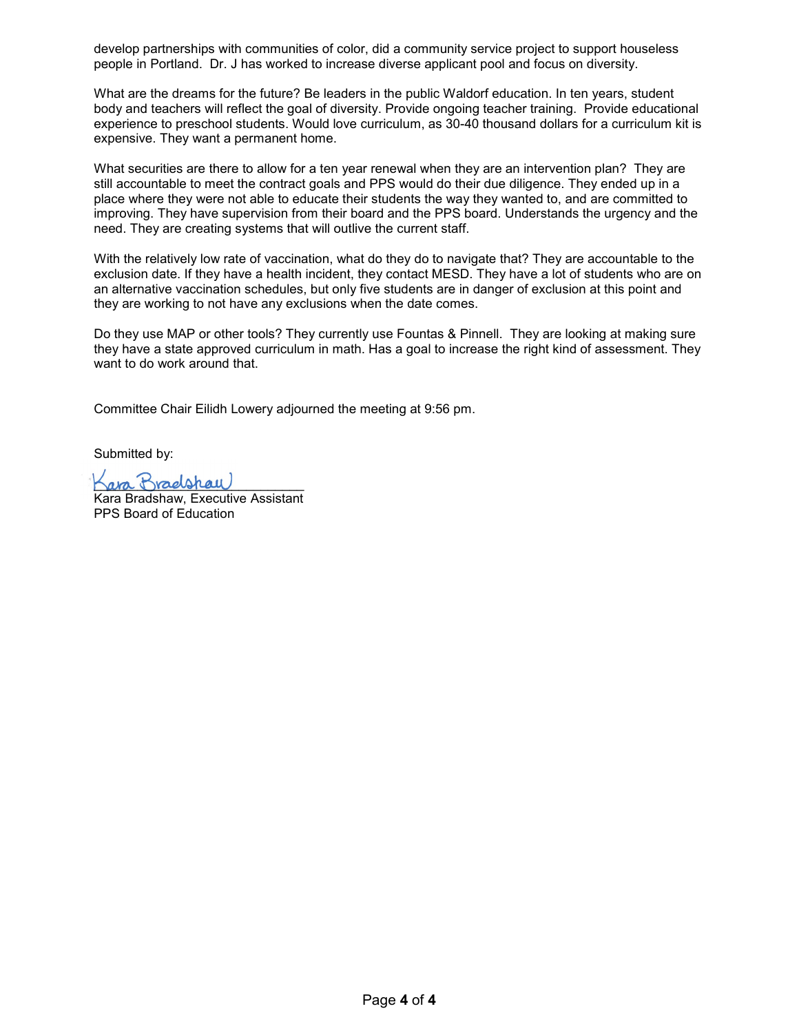develop partnerships with communities of color, did a community service project to support houseless people in Portland. Dr. J has worked to increase diverse applicant pool and focus on diversity.

What are the dreams for the future? Be leaders in the public Waldorf education. In ten years, student body and teachers will reflect the goal of diversity. Provide ongoing teacher training. Provide educational experience to preschool students. Would love curriculum, as 30-40 thousand dollars for a curriculum kit is expensive. They want a permanent home.

What securities are there to allow for a ten year renewal when they are an intervention plan? They are still accountable to meet the contract goals and PPS would do their due diligence. They ended up in a place where they were not able to educate their students the way they wanted to, and are committed to improving. They have supervision from their board and the PPS board. Understands the urgency and the need. They are creating systems that will outlive the current staff.

With the relatively low rate of vaccination, what do they do to navigate that? They are accountable to the exclusion date. If they have a health incident, they contact MESD. They have a lot of students who are on an alternative vaccination schedules, but only five students are in danger of exclusion at this point and they are working to not have any exclusions when the date comes.

Do they use MAP or other tools? They currently use Fountas & Pinnell. They are looking at making sure they have a state approved curriculum in math. Has a goal to increase the right kind of assessment. They want to do work around that.

Committee Chair Eilidh Lowery adjourned the meeting at 9:56 pm.

Submitted by:

Kara Bradshaw

Kara Bradshaw, Executive Assistant
PPS Board of Education